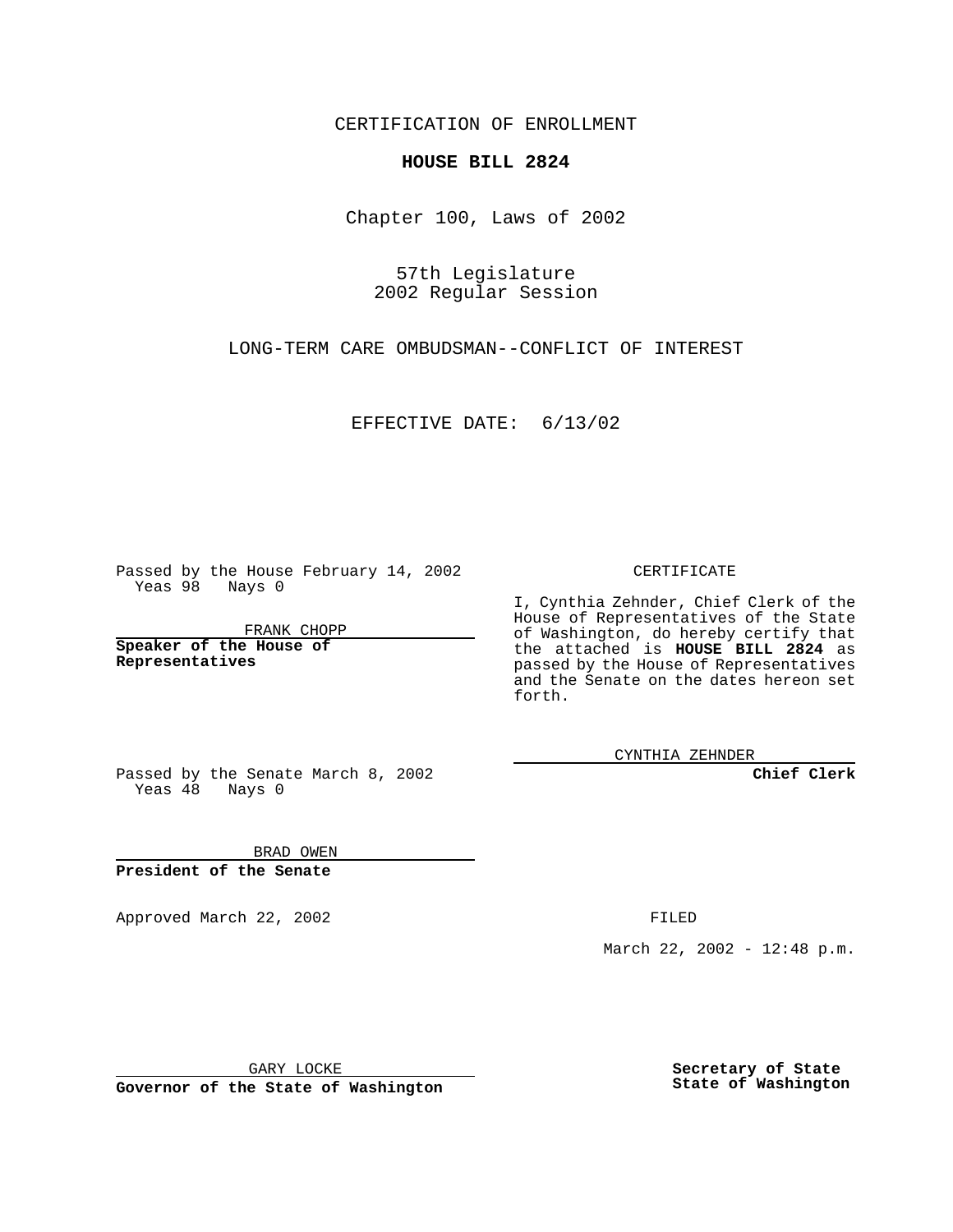CERTIFICATION OF ENROLLMENT

**HOUSE BILL 2824**

Chapter 100, Laws of 2002

57th Legislature
2002 Regular Session

LONG-TERM CARE OMBUDSMAN--CONFLICT OF INTEREST

EFFECTIVE DATE: 6/13/02

Passed by the House February 14, 2002
Yeas 98 Nays 0

FRANK CHOPP

**Speaker of the House of Representatives**

Passed by the Senate March 8, 2002
Yeas 48 Nays 0

BRAD OWEN

**President of the Senate**

Approved March 22, 2002

GARY LOCKE

**Governor of the State of Washington**

CERTIFICATE

I, Cynthia Zehnder, Chief Clerk of the House of Representatives of the State of Washington, do hereby certify that the attached is **HOUSE BILL 2824** as passed by the House of Representatives and the Senate on the dates hereon set forth.

CYNTHIA ZEHNDER

**Chief Clerk**

FILED

March 22, 2002 - 12:48 p.m.

**Secretary of State**
**State of Washington**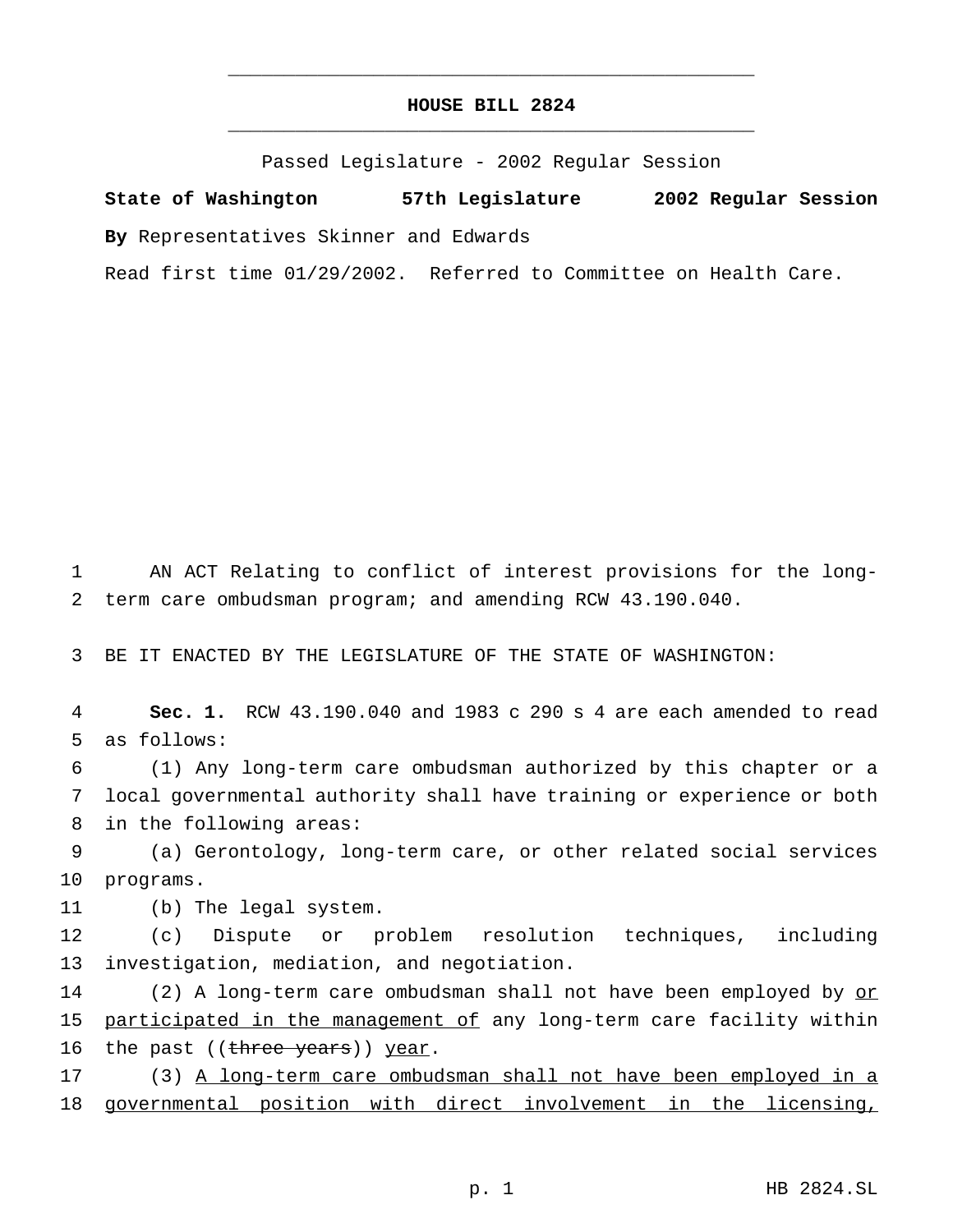# HOUSE BILL 2824

Passed Legislature - 2002 Regular Session

**State of Washington 57th Legislature 2002 Regular Session**

**By** Representatives Skinner and Edwards

Read first time 01/29/2002. Referred to Committee on Health Care.

1 AN ACT Relating to conflict of interest provisions for the long-
2 term care ombudsman program; and amending RCW 43.190.040.

3 BE IT ENACTED BY THE LEGISLATURE OF THE STATE OF WASHINGTON:

4 **Sec. 1.** RCW 43.190.040 and 1983 c 290 s 4 are each amended to read
5 as follows:

6 (1) Any long-term care ombudsman authorized by this chapter or a
7 local governmental authority shall have training or experience or both
8 in the following areas:

9 (a) Gerontology, long-term care, or other related social services
10 programs.

11 (b) The legal system.

12 (c) Dispute or problem resolution techniques, including
13 investigation, mediation, and negotiation.

14 (2) A long-term care ombudsman shall not have been employed by <u>or</u>
15 <u>participated in the management of</u> any long-term care facility within
16 the past ((~~three years~~)) <u>year</u>.

17 (3) <u>A long-term care ombudsman shall not have been employed in a</u>
18 <u>governmental position with direct involvement in the licensing,</u>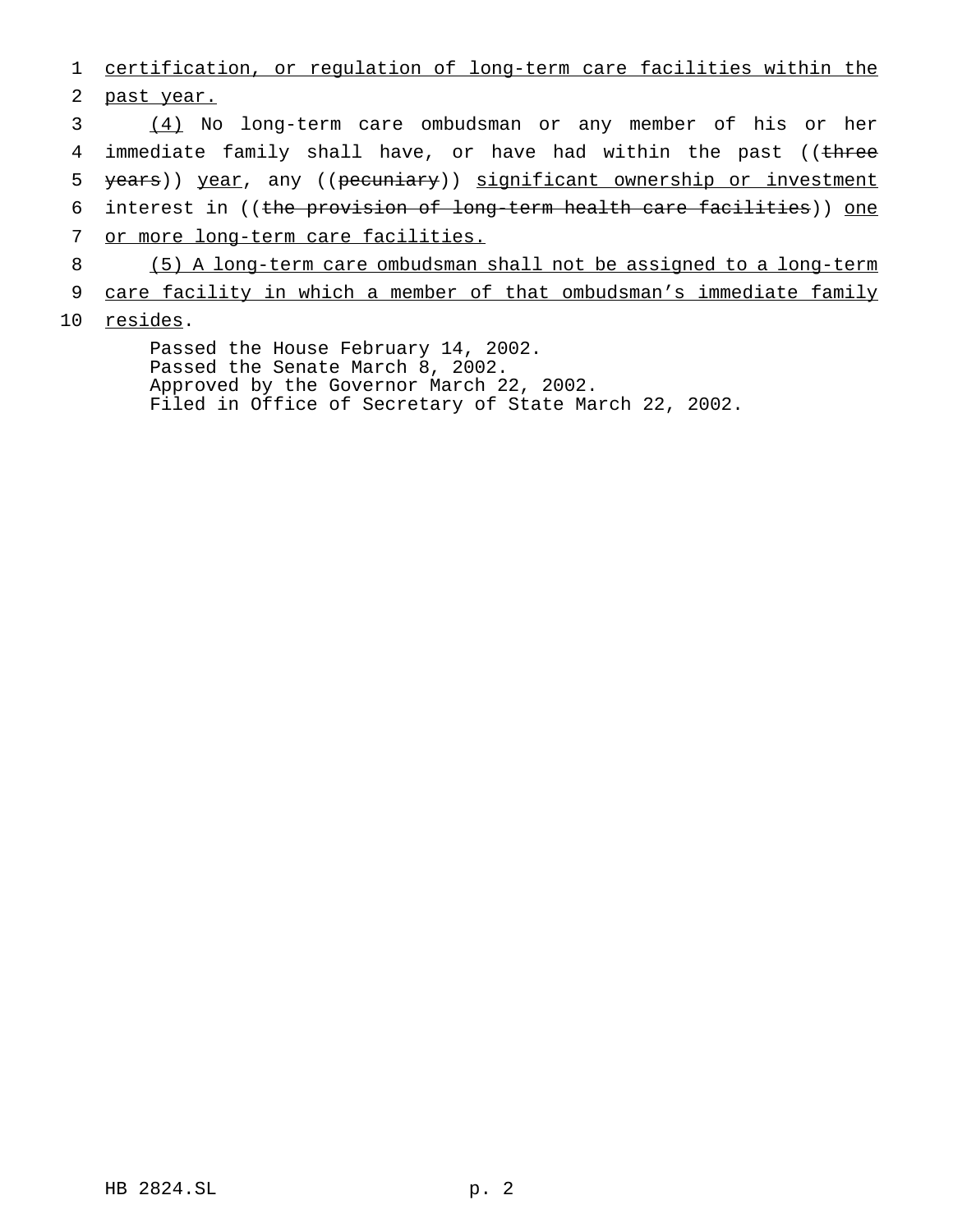certification, or regulation of long-term care facilities within the past year.

(4) No long-term care ombudsman or any member of his or her immediate family shall have, or have had within the past ((~~three years~~)) year, any ((~~pecuniary~~)) significant ownership or investment interest in ((~~the provision of long-term health care facilities~~)) one or more long-term care facilities.

(5) A long-term care ombudsman shall not be assigned to a long-term care facility in which a member of that ombudsman's immediate family resides.

Passed the House February 14, 2002.
Passed the Senate March 8, 2002.
Approved by the Governor March 22, 2002.
Filed in Office of Secretary of State March 22, 2002.